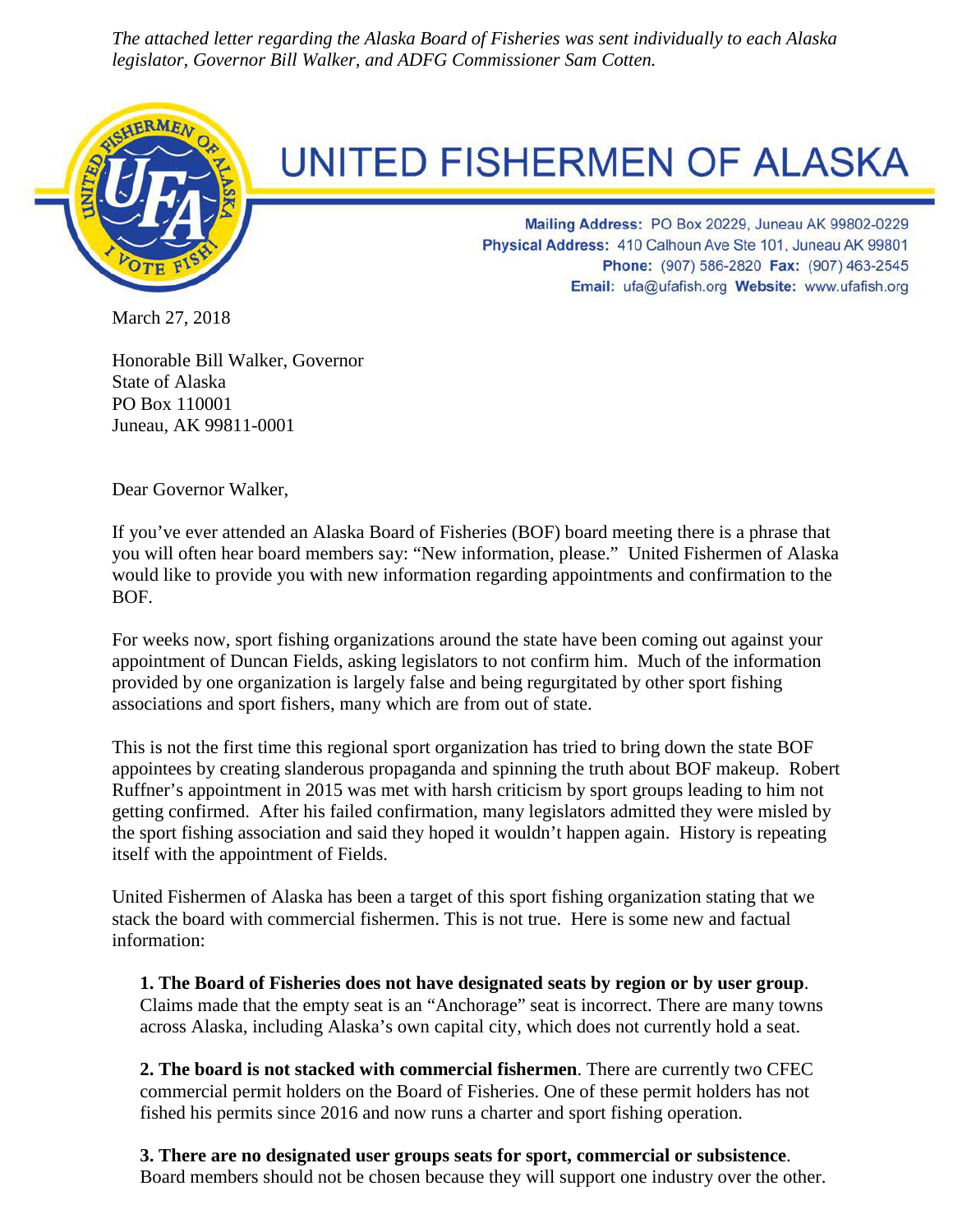*The attached letter regarding the Alaska Board of Fisheries was sent individually to each Alaska legislator, Governor Bill Walker, and ADFG Commissioner Sam Cotten.*

# UNITED FISHERMEN OF ALASKA

**Mailing Address:** PO Box 20229, Juneau AK 99802-0229
**Physical Address:** 410 Calhoun Ave Ste 101, Juneau AK 99801
**Phone:** (907) 586-2820 **Fax:** (907) 463-2545
**Email:** ufa@ufafish.org **Website:** www.ufafish.org

March 27, 2018

Honorable Bill Walker, Governor
State of Alaska
PO Box 110001
Juneau, AK 99811-0001

Dear Governor Walker,

If you've ever attended an Alaska Board of Fisheries (BOF) board meeting there is a phrase that you will often hear board members say: "New information, please." United Fishermen of Alaska would like to provide you with new information regarding appointments and confirmation to the BOF.

For weeks now, sport fishing organizations around the state have been coming out against your appointment of Duncan Fields, asking legislators to not confirm him. Much of the information provided by one organization is largely false and being regurgitated by other sport fishing associations and sport fishers, many which are from out of state.

This is not the first time this regional sport organization has tried to bring down the state BOF appointees by creating slanderous propaganda and spinning the truth about BOF makeup. Robert Ruffner's appointment in 2015 was met with harsh criticism by sport groups leading to him not getting confirmed. After his failed confirmation, many legislators admitted they were misled by the sport fishing association and said they hoped it wouldn't happen again. History is repeating itself with the appointment of Fields.

United Fishermen of Alaska has been a target of this sport fishing organization stating that we stack the board with commercial fishermen. This is not true. Here is some new and factual information:

**1. The Board of Fisheries does not have designated seats by region or by user group**. Claims made that the empty seat is an "Anchorage" seat is incorrect. There are many towns across Alaska, including Alaska's own capital city, which does not currently hold a seat.

**2. The board is not stacked with commercial fishermen**. There are currently two CFEC commercial permit holders on the Board of Fisheries. One of these permit holders has not fished his permits since 2016 and now runs a charter and sport fishing operation.

**3. There are no designated user groups seats for sport, commercial or subsistence**. Board members should not be chosen because they will support one industry over the other.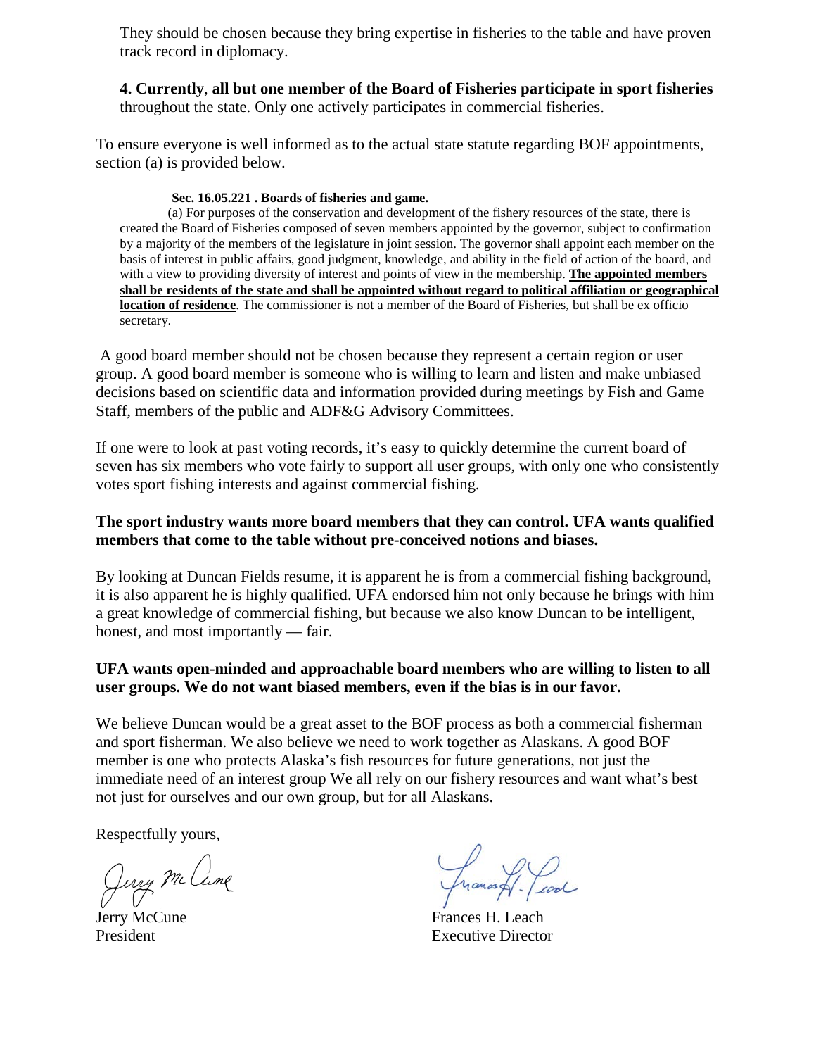They should be chosen because they bring expertise in fisheries to the table and have proven track record in diplomacy.

**4. Currently**, **all but one member of the Board of Fisheries participate in sport fisheries** throughout the state. Only one actively participates in commercial fisheries.

To ensure everyone is well informed as to the actual state statute regarding BOF appointments, section (a) is provided below.

> **Sec. 16.05.221 . Boards of fisheries and game.**
>
> (a) For purposes of the conservation and development of the fishery resources of the state, there is created the Board of Fisheries composed of seven members appointed by the governor, subject to confirmation by a majority of the members of the legislature in joint session. The governor shall appoint each member on the basis of interest in public affairs, good judgment, knowledge, and ability in the field of action of the board, and with a view to providing diversity of interest and points of view in the membership. **The appointed members shall be residents of the state and shall be appointed without regard to political affiliation or geographical location of residence**. The commissioner is not a member of the Board of Fisheries, but shall be ex officio secretary.

A good board member should not be chosen because they represent a certain region or user group. A good board member is someone who is willing to learn and listen and make unbiased decisions based on scientific data and information provided during meetings by Fish and Game Staff, members of the public and ADF&G Advisory Committees.

If one were to look at past voting records, it's easy to quickly determine the current board of seven has six members who vote fairly to support all user groups, with only one who consistently votes sport fishing interests and against commercial fishing.

**The sport industry wants more board members that they can control. UFA wants qualified members that come to the table without pre-conceived notions and biases.**

By looking at Duncan Fields resume, it is apparent he is from a commercial fishing background, it is also apparent he is highly qualified. UFA endorsed him not only because he brings with him a great knowledge of commercial fishing, but because we also know Duncan to be intelligent, honest, and most importantly — fair.

**UFA wants open-minded and approachable board members who are willing to listen to all user groups. We do not want biased members, even if the bias is in our favor.**

We believe Duncan would be a great asset to the BOF process as both a commercial fisherman and sport fisherman. We also believe we need to work together as Alaskans. A good BOF member is one who protects Alaska's fish resources for future generations, not just the immediate need of an interest group We all rely on our fishery resources and want what's best not just for ourselves and our own group, but for all Alaskans.

Respectfully yours,

Jerry McCune
President

Frances H. Leach
Executive Director